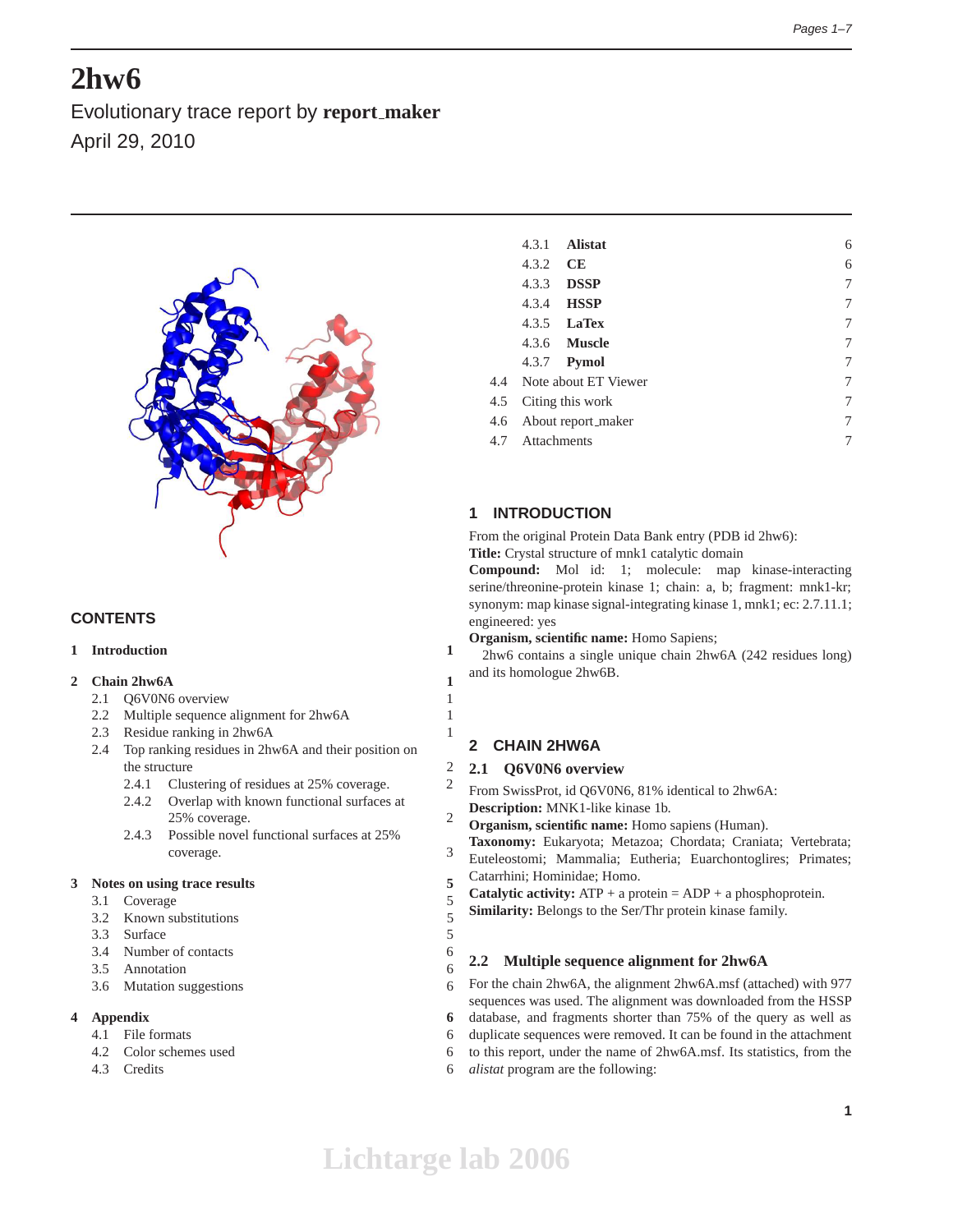# 2hw6

Evolutionary trace report by **report_maker**

April 29, 2010

## CONTENTS

| | | |
|---|---|---|
| **1** | **Introduction** | **1** |
| **2** | **Chain 2hw6A** | **1** |
| 2.1 | Q6V0N6 overview | 1 |
| 2.2 | Multiple sequence alignment for 2hw6A | 1 |
| 2.3 | Residue ranking in 2hw6A | 1 |
| 2.4 | Top ranking residues in 2hw6A and their position on the structure | 2 |
| 2.4.1 | Clustering of residues at 25% coverage. | 2 |
| 2.4.2 | Overlap with known functional surfaces at 25% coverage. | 2 |
| 2.4.3 | Possible novel functional surfaces at 25% coverage. | 3 |
| **3** | **Notes on using trace results** | **5** |
| 3.1 | Coverage | 5 |
| 3.2 | Known substitutions | 5 |
| 3.3 | Surface | 5 |
| 3.4 | Number of contacts | 6 |
| 3.5 | Annotation | 6 |
| 3.6 | Mutation suggestions | 6 |
| **4** | **Appendix** | **6** |
| 4.1 | File formats | 6 |
| 4.2 | Color schemes used | 6 |
| 4.3 | Credits | 6 |
| 4.3.1 | **Alistat** | 6 |
| 4.3.2 | **CE** | 6 |
| 4.3.3 | **DSSP** | 7 |
| 4.3.4 | **HSSP** | 7 |
| 4.3.5 | **LaTex** | 7 |
| 4.3.6 | **Muscle** | 7 |
| 4.3.7 | **Pymol** | 7 |
| 4.4 | Note about ET Viewer | 7 |
| 4.5 | Citing this work | 7 |
| 4.6 | About report_maker | 7 |
| 4.7 | Attachments | 7 |

## 1 INTRODUCTION

From the original Protein Data Bank entry (PDB id 2hw6):
**Title:** Crystal structure of mnk1 catalytic domain
**Compound:** Mol id: 1; molecule: map kinase-interacting serine/threonine-protein kinase 1; chain: a, b; fragment: mnk1-kr; synonym: map kinase signal-integrating kinase 1, mnk1; ec: 2.7.11.1; engineered: yes
**Organism, scientific name:** Homo Sapiens;

2hw6 contains a single unique chain 2hw6A (242 residues long) and its homologue 2hw6B.

## 2 CHAIN 2HW6A

### 2.1 Q6V0N6 overview

From SwissProt, id Q6V0N6, 81% identical to 2hw6A:
**Description:** MNK1-like kinase 1b.
**Organism, scientific name:** Homo sapiens (Human).
**Taxonomy:** Eukaryota; Metazoa; Chordata; Craniata; Vertebrata; Euteleostomi; Mammalia; Eutheria; Euarchontoglires; Primates; Catarrhini; Hominidae; Homo.
**Catalytic activity:** ATP + a protein = ADP + a phosphoprotein.
**Similarity:** Belongs to the Ser/Thr protein kinase family.

### 2.2 Multiple sequence alignment for 2hw6A

For the chain 2hw6A, the alignment 2hw6A.msf (attached) with 977 sequences was used. The alignment was downloaded from the HSSP database, and fragments shorter than 75% of the query as well as duplicate sequences were removed. It can be found in the attachment to this report, under the name of 2hw6A.msf. Its statistics, from the *alistat* program are the following: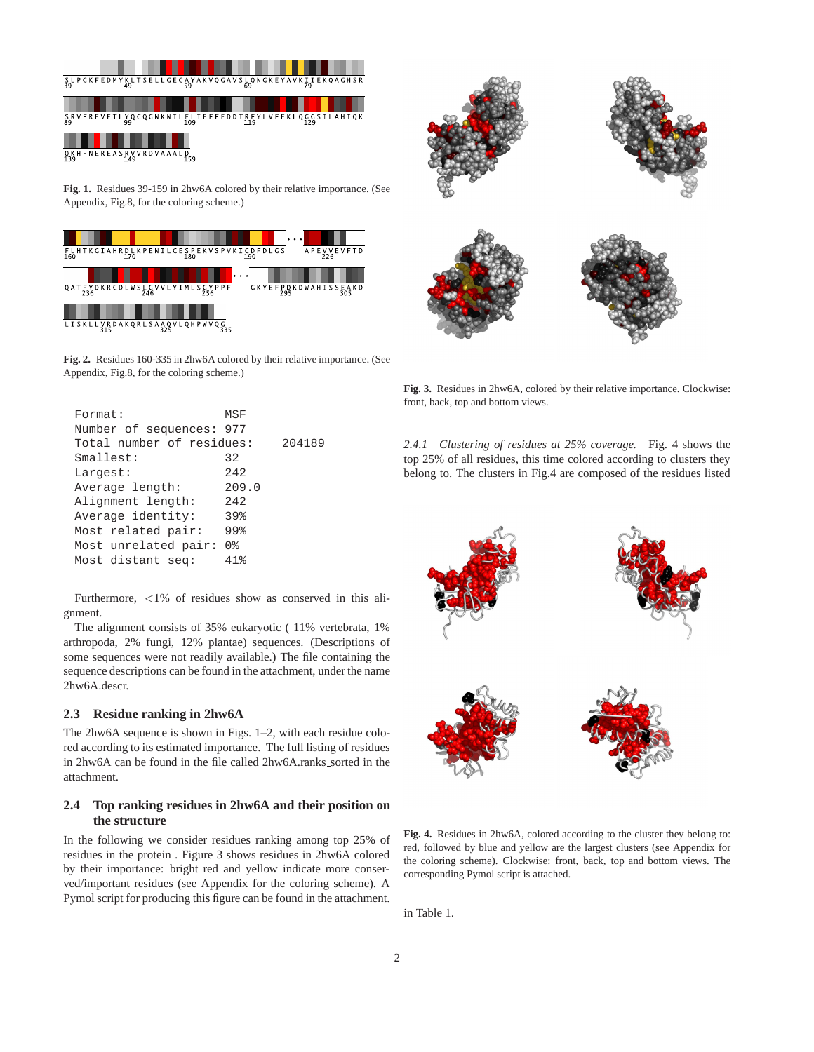SLPGKFEDMYKLTSELLGEGAYAKVQGAVSLQNGKEYAVKIIEKQAGHSR
39 49 59 69 79

SRVFREVETLYQCQGNKNILELIEFFEDDTRFYLVFEKLQGGSILAHIQK
89 99 109 119 129

QKHFNEREASRVVRDVAAALD
139 149 159

**Fig. 1.** Residues 39-159 in 2hw6A colored by their relative importance. (See Appendix, Fig.8, for the coloring scheme.)

FLHTKGIAHRDLKPENILCESPEKVSPVKICDFDLGS ... APEVVEVFTD
160 170 180 190 226

QATFYDKRCDLWSLGVVLYIMLSGYPPF ... GKYEFPDKDWAHISSEAKD
236 246 256 295 305

LISKLLVRDAKQRLSAAQVLQHPWVQG
315 325 335

**Fig. 2.** Residues 160-335 in 2hw6A colored by their relative importance. (See Appendix, Fig.8, for the coloring scheme.)

```
Format:                 MSF
Number of sequences: 977
Total number of residues:     204189
Smallest:               32
Largest:                242
Average length:         209.0
Alignment length:       242
Average identity:       39%
Most related pair:      99%
Most unrelated pair:    0%
Most distant seq:       41%
```

Furthermore, <1% of residues show as conserved in this alignment.

The alignment consists of 35% eukaryotic ( 11% vertebrata, 1% arthropoda, 2% fungi, 12% plantae) sequences. (Descriptions of some sequences were not readily available.) The file containing the sequence descriptions can be found in the attachment, under the name 2hw6A.descr.

### 2.3 Residue ranking in 2hw6A

The 2hw6A sequence is shown in Figs. 1–2, with each residue colored according to its estimated importance. The full listing of residues in 2hw6A can be found in the file called 2hw6A.ranks_sorted in the attachment.

### 2.4 Top ranking residues in 2hw6A and their position on the structure

In the following we consider residues ranking among top 25% of residues in the protein . Figure 3 shows residues in 2hw6A colored by their importance: bright red and yellow indicate more conserved/important residues (see Appendix for the coloring scheme). A Pymol script for producing this figure can be found in the attachment.

**Fig. 3.** Residues in 2hw6A, colored by their relative importance. Clockwise: front, back, top and bottom views.

*2.4.1 Clustering of residues at 25% coverage.* Fig. 4 shows the top 25% of all residues, this time colored according to clusters they belong to. The clusters in Fig.4 are composed of the residues listed in Table 1.

**Fig. 4.** Residues in 2hw6A, colored according to the cluster they belong to: red, followed by blue and yellow are the largest clusters (see Appendix for the coloring scheme). Clockwise: front, back, top and bottom views. The corresponding Pymol script is attached.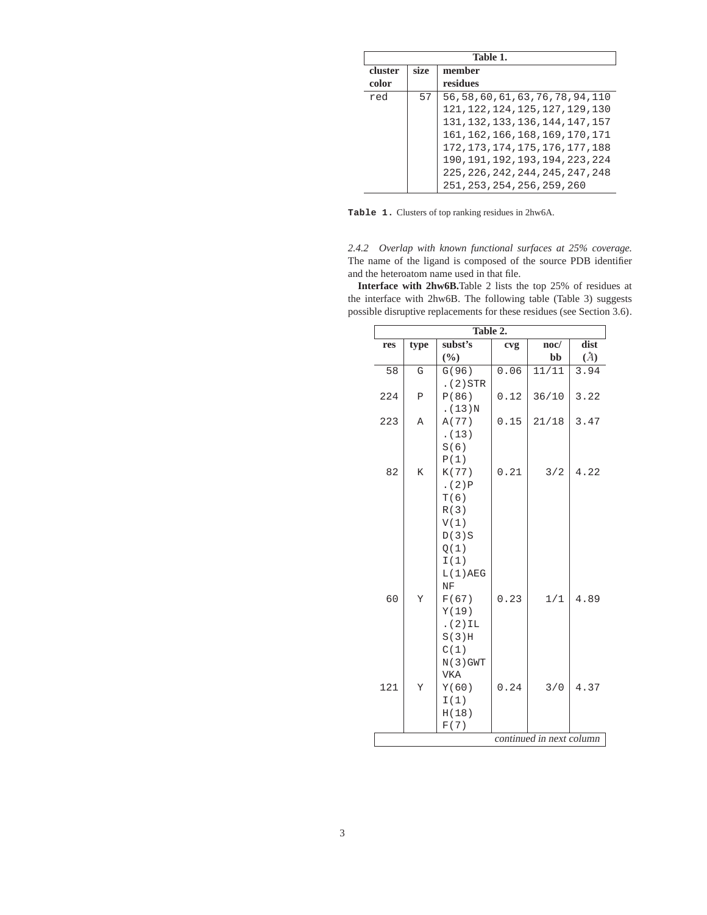| Table 1. | | |
|---|---|---|
| cluster color | size | member residues |
| red | 57 | 56,58,60,61,63,76,78,94,110 121,122,124,125,127,129,130 131,132,133,136,144,147,157 161,162,166,168,169,170,171 172,173,174,175,176,177,188 190,191,192,193,194,223,224 225,226,242,244,245,247,248 251,253,254,256,259,260 |

**Table 1.** Clusters of top ranking residues in 2hw6A.

*2.4.2 Overlap with known functional surfaces at 25% coverage.* The name of the ligand is composed of the source PDB identifier and the heteroatom name used in that file.

**Interface with 2hw6B.** Table 2 lists the top 25% of residues at the interface with 2hw6B. The following table (Table 3) suggests possible disruptive replacements for these residues (see Section 3.6).

| res | type | subst's (%) | cvg | noc/ bb | dist (Å) |
|---|---|---|---|---|---|
| 58 | G | G(96) .(2)STR | 0.06 | 11/11 | 3.94 |
| 224 | P | P(86) .(13)N | 0.12 | 36/10 | 3.22 |
| 223 | A | A(77) .(13) S(6) P(1) | 0.15 | 21/18 | 3.47 |
| 82 | K | K(77) .(2)P T(6) R(3) V(1) D(3)S Q(1) I(1) L(1)AEG NF | 0.21 | 3/2 | 4.22 |
| 60 | Y | F(67) Y(19) .(2)IL S(3)H C(1) N(3)GWT VKA | 0.23 | 1/1 | 4.89 |
| 121 | Y | Y(60) I(1) H(18) F(7) | 0.24 | 3/0 | 4.37 |

*continued in next column*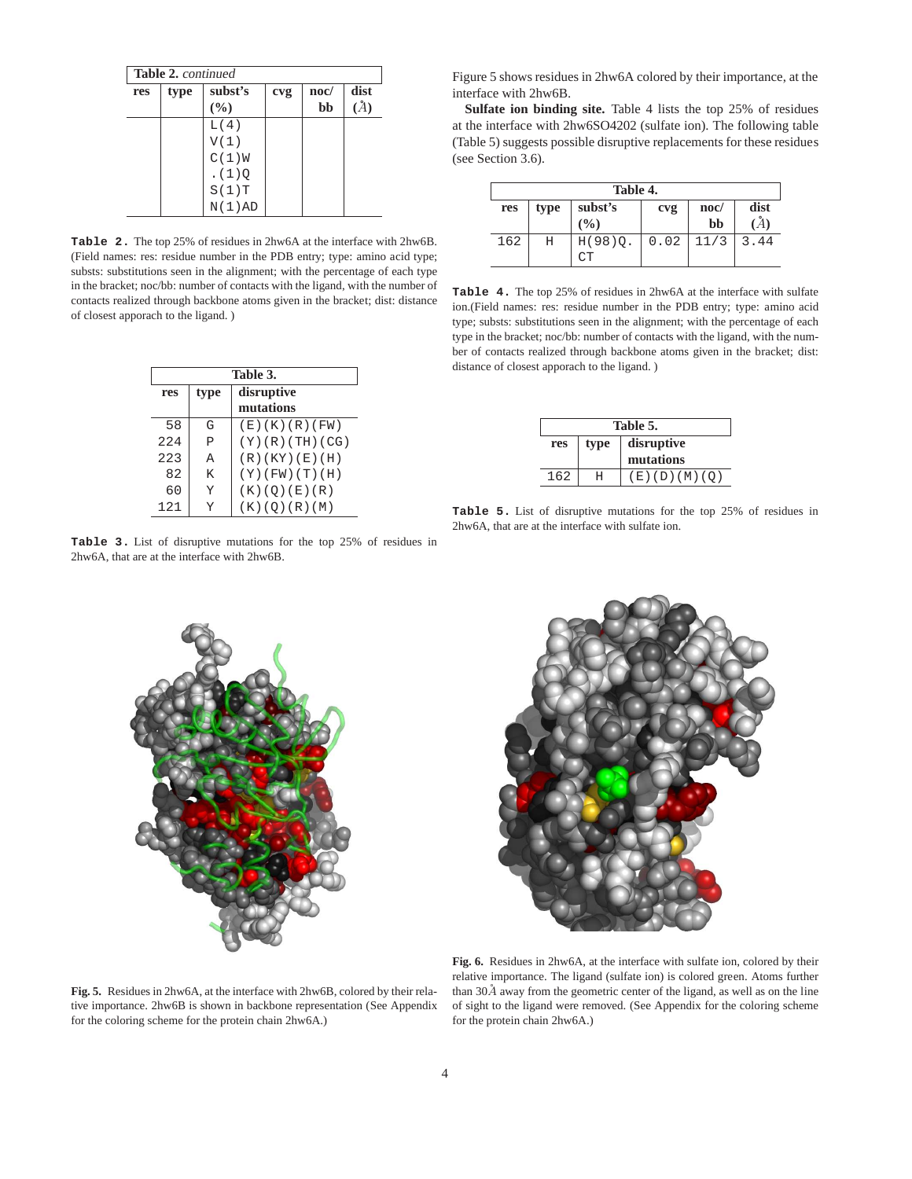**Table 2.** *continued*

| res | type | subst's (%) | cvg | noc/ bb | dist (Å) |
|---|---|---|---|---|---|
| | | L(4) V(1) C(1)W .(1)Q S(1)T N(1)AD | | | |

**Table 2.** The top 25% of residues in 2hw6A at the interface with 2hw6B. (Field names: res: residue number in the PDB entry; type: amino acid type; substs: substitutions seen in the alignment; with the percentage of each type in the bracket; noc/bb: number of contacts with the ligand, with the number of contacts realized through backbone atoms given in the bracket; dist: distance of closest apporach to the ligand. )

**Table 3.**

| res | type | disruptive mutations |
|---|---|---|
| 58 | G | (E)(K)(R)(FW) |
| 224 | P | (Y)(R)(TH)(CG) |
| 223 | A | (R)(KY)(E)(H) |
| 82 | K | (Y)(FW)(T)(H) |
| 60 | Y | (K)(Q)(E)(R) |
| 121 | Y | (K)(Q)(R)(M) |

**Table 3.** List of disruptive mutations for the top 25% of residues in 2hw6A, that are at the interface with 2hw6B.

Figure 5 shows residues in 2hw6A colored by their importance, at the interface with 2hw6B.

**Sulfate ion binding site.** Table 4 lists the top 25% of residues at the interface with 2hw6SO4202 (sulfate ion). The following table (Table 5) suggests possible disruptive replacements for these residues (see Section 3.6).

**Table 4.**

| res | type | subst's (%) | cvg | noc/ bb | dist (Å) |
|---|---|---|---|---|---|
| 162 | H | H(98)Q. CT | 0.02 | 11/3 | 3.44 |

**Table 4.** The top 25% of residues in 2hw6A at the interface with sulfate ion.(Field names: res: residue number in the PDB entry; type: amino acid type; substs: substitutions seen in the alignment; with the percentage of each type in the bracket; noc/bb: number of contacts with the ligand, with the number of contacts realized through backbone atoms given in the bracket; dist: distance of closest apporach to the ligand. )

**Table 5.**

| res | type | disruptive mutations |
|---|---|---|
| 162 | H | (E)(D)(M)(Q) |

**Table 5.** List of disruptive mutations for the top 25% of residues in 2hw6A, that are at the interface with sulfate ion.

**Fig. 5.** Residues in 2hw6A, at the interface with 2hw6B, colored by their relative importance. 2hw6B is shown in backbone representation (See Appendix for the coloring scheme for the protein chain 2hw6A.)

**Fig. 6.** Residues in 2hw6A, at the interface with sulfate ion, colored by their relative importance. The ligand (sulfate ion) is colored green. Atoms further than 30Å away from the geometric center of the ligand, as well as on the line of sight to the ligand were removed. (See Appendix for the coloring scheme for the protein chain 2hw6A.)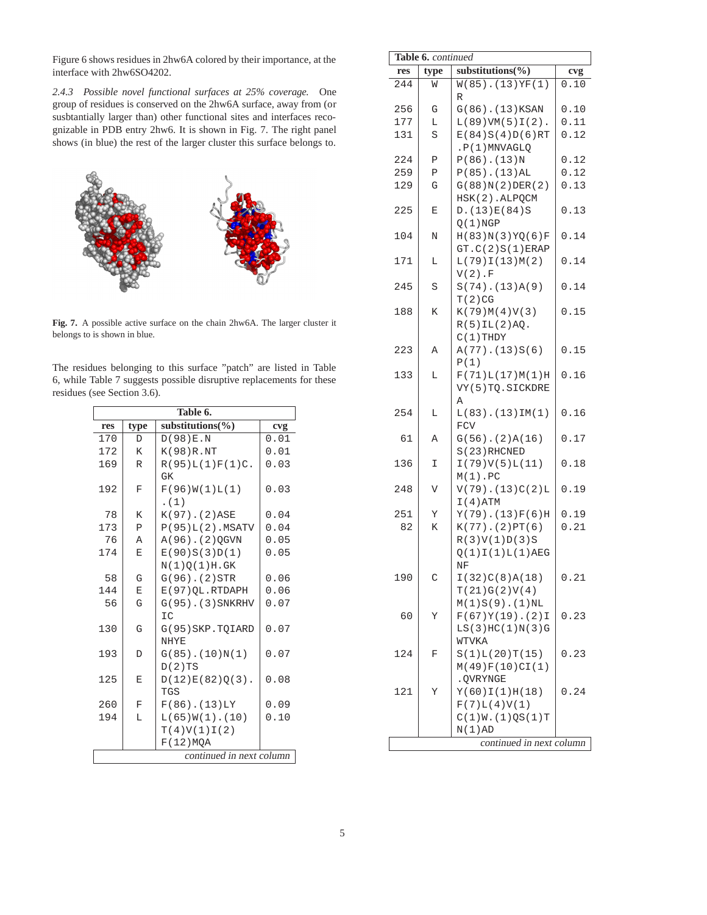Figure 6 shows residues in 2hw6A colored by their importance, at the interface with 2hw6SO4202.

*2.4.3 Possible novel functional surfaces at 25% coverage.* One group of residues is conserved on the 2hw6A surface, away from (or susbtantially larger than) other functional sites and interfaces recognizable in PDB entry 2hw6. It is shown in Fig. 7. The right panel shows (in blue) the rest of the larger cluster this surface belongs to.

**Fig. 7.** A possible active surface on the chain 2hw6A. The larger cluster it belongs to is shown in blue.

The residues belonging to this surface "patch" are listed in Table 6, while Table 7 suggests possible disruptive replacements for these residues (see Section 3.6).

**Table 6.**

| res | type | substitutions(%) | cvg |
|---|---|---|---|
| 170 | D | D(98)E.N | 0.01 |
| 172 | K | K(98)R.NT | 0.01 |
| 169 | R | R(95)L(1)F(1)C.GK | 0.03 |
| 192 | F | F(96)W(1)L(1).(1) | 0.03 |
| 78 | K | K(97).(2)ASE | 0.04 |
| 173 | P | P(95)L(2).MSATV | 0.04 |
| 76 | A | A(96).(2)QGVN | 0.05 |
| 174 | E | E(90)S(3)D(1)N(1)Q(1)H.GK | 0.05 |
| 58 | G | G(96).(2)STR | 0.06 |
| 144 | E | E(97)QL.RTDAPH | 0.06 |
| 56 | G | G(95).(3)SNKRHVIC | 0.07 |
| 130 | G | G(95)SKP.TQIARDNHYE | 0.07 |
| 193 | D | G(85).(10)N(1)D(2)TS | 0.07 |
| 125 | E | D(12)E(82)Q(3).TGS | 0.08 |
| 260 | F | F(86).(13)LY | 0.09 |
| 194 | L | L(65)W(1).(10)T(4)V(1)I(2)F(12)MQA | 0.10 |
| 244 | W | W(85).(13)YF(1)R | 0.10 |
| 256 | G | G(86).(13)KSAN | 0.10 |
| 177 | L | L(89)VM(5)I(2). | 0.11 |
| 131 | S | E(84)S(4)D(6)RT.P(1)MNVAGLQ | 0.12 |
| 224 | P | P(86).(13)N | 0.12 |
| 259 | P | P(85).(13)AL | 0.12 |
| 129 | G | G(88)N(2)DER(2)HSK(2).ALPQCM | 0.13 |
| 225 | E | D.(13)E(84)SQ(1)NGP | 0.13 |
| 104 | N | H(83)N(3)YQ(6)FGT.C(2)S(1)ERAP | 0.14 |
| 171 | L | L(79)I(13)M(2)V(2).F | 0.14 |
| 245 | S | S(74).(13)A(9)T(2)CG | 0.14 |
| 188 | K | K(79)M(4)V(3)R(5)IL(2)AQ.C(1)THDY | 0.15 |
| 223 | A | A(77).(13)S(6)P(1) | 0.15 |
| 133 | L | F(71)L(17)M(1)HVY(5)TQ.SICKDREA | 0.16 |
| 254 | L | L(83).(13)IM(1)FCV | 0.16 |
| 61 | A | G(56).(2)A(16)S(23)RHCNED | 0.17 |
| 136 | I | I(79)V(5)L(11)M(1).PC | 0.18 |
| 248 | V | V(79).(13)C(2)LI(4)ATM | 0.19 |
| 251 | Y | Y(79).(13)F(6)H | 0.19 |
| 82 | K | K(77).(2)PT(6)R(3)V(1)D(3)SQ(1)I(1)L(1)AEGNF | 0.21 |
| 190 | C | I(32)C(8)A(18)T(21)G(2)V(4)M(1)S(9).(1)NL | 0.21 |
| 60 | Y | F(67)Y(19).(2)ILS(3)HC(1)N(3)GWTVKA | 0.23 |
| 124 | F | S(1)L(20)T(15)M(49)F(10)CI(1).QVRYNGE | 0.23 |
| 121 | Y | Y(60)I(1)H(18)F(7)L(4)V(1)C(1)W.(1)QS(1)TN(1)AD | 0.24 |

*continued in next column*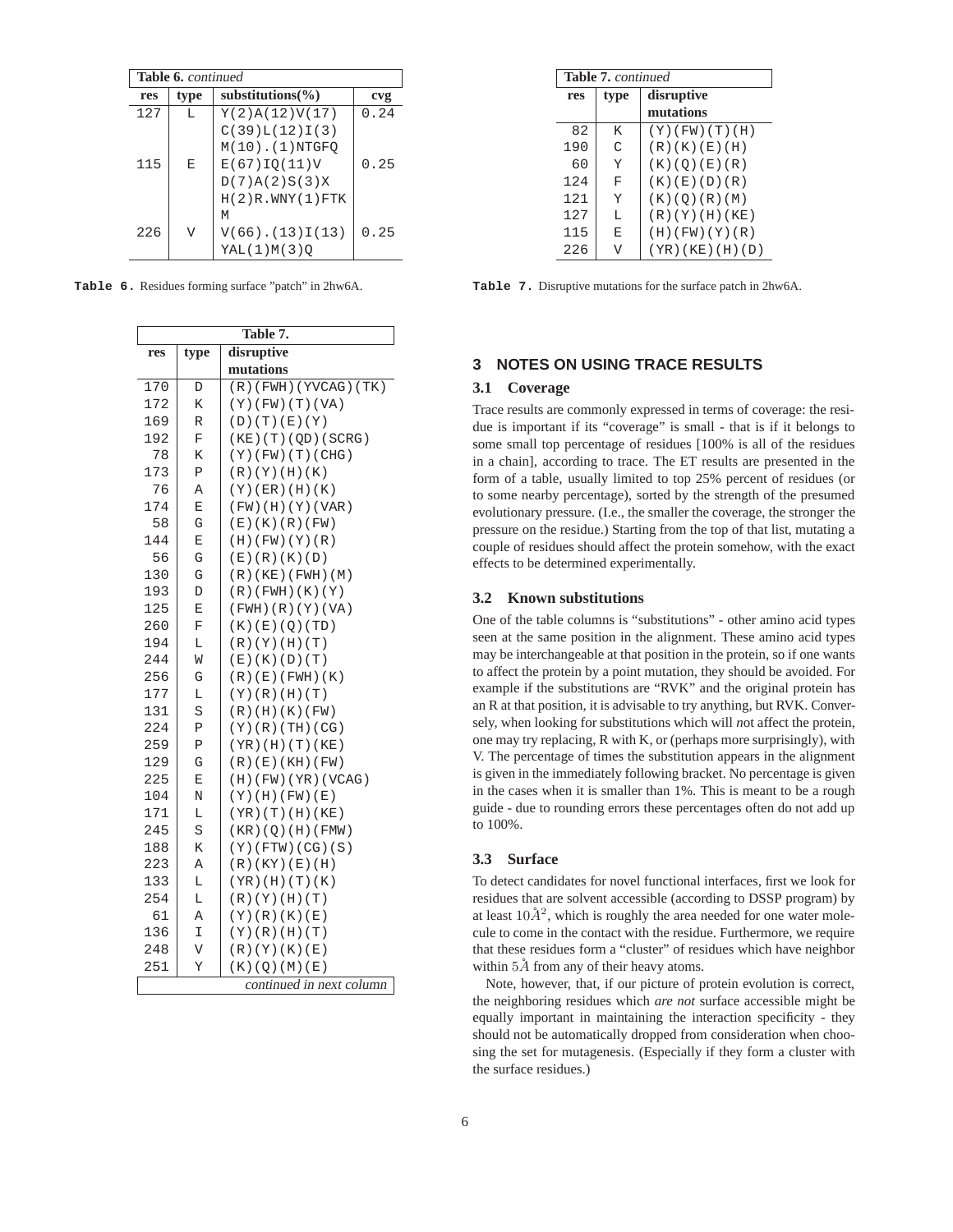**Table 6.** *continued*

| res | type | substitutions(%) | cvg |
|---|---|---|---|
| 127 | L | Y(2)A(12)V(17) C(39)L(12)I(3) M(10).(1)NTGFQ | 0.24 |
| 115 | E | E(67)IQ(11)V D(7)A(2)S(3)X H(2)R.WNY(1)FTK M | 0.25 |
| 226 | V | V(66).(13)I(13) YAL(1)M(3)Q | 0.25 |

**Table 6.** Residues forming surface "patch" in 2hw6A.

**Table 7.**

| res | type | disruptive mutations |
|---|---|---|
| 170 | D | (R)(FWH)(YVCAG)(TK) |
| 172 | K | (Y)(FW)(T)(VA) |
| 169 | R | (D)(T)(E)(Y) |
| 192 | F | (KE)(T)(QD)(SCRG) |
| 78 | K | (Y)(FW)(T)(CHG) |
| 173 | P | (R)(Y)(H)(K) |
| 76 | A | (Y)(ER)(H)(K) |
| 174 | E | (FW)(H)(Y)(VAR) |
| 58 | G | (E)(K)(R)(FW) |
| 144 | E | (H)(FW)(Y)(R) |
| 56 | G | (E)(R)(K)(D) |
| 130 | G | (R)(KE)(FWH)(M) |
| 193 | D | (R)(FWH)(K)(Y) |
| 125 | E | (FWH)(R)(Y)(VA) |
| 260 | F | (K)(E)(Q)(TD) |
| 194 | L | (R)(Y)(H)(T) |
| 244 | W | (E)(K)(D)(T) |
| 256 | G | (R)(E)(FWH)(K) |
| 177 | L | (Y)(R)(H)(T) |
| 131 | S | (R)(H)(K)(FW) |
| 224 | P | (Y)(R)(TH)(CG) |
| 259 | P | (YR)(H)(T)(KE) |
| 129 | G | (R)(E)(KH)(FW) |
| 225 | E | (H)(FW)(YR)(VCAG) |
| 104 | N | (Y)(H)(FW)(E) |
| 171 | L | (YR)(T)(H)(KE) |
| 245 | S | (KR)(Q)(H)(FMW) |
| 188 | K | (Y)(FTW)(CG)(S) |
| 223 | A | (R)(KY)(E)(H) |
| 133 | L | (YR)(H)(T)(K) |
| 254 | L | (R)(Y)(H)(T) |
| 61 | A | (Y)(R)(K)(E) |
| 136 | I | (Y)(R)(H)(T) |
| 248 | V | (R)(Y)(K)(E) |
| 251 | Y | (K)(Q)(M)(E) |
| 82 | K | (Y)(FW)(T)(H) |
| 190 | C | (R)(K)(E)(H) |
| 60 | Y | (K)(Q)(E)(R) |
| 124 | F | (K)(E)(D)(R) |
| 121 | Y | (K)(Q)(R)(M) |
| 127 | L | (R)(Y)(H)(KE) |
| 115 | E | (H)(FW)(Y)(R) |
| 226 | V | (YR)(KE)(H)(D) |

**Table 7.** Disruptive mutations for the surface patch in 2hw6A.

## 3 NOTES ON USING TRACE RESULTS

### 3.1 Coverage

Trace results are commonly expressed in terms of coverage: the residue is important if its "coverage" is small - that is if it belongs to some small top percentage of residues [100% is all of the residues in a chain], according to trace. The ET results are presented in the form of a table, usually limited to top 25% percent of residues (or to some nearby percentage), sorted by the strength of the presumed evolutionary pressure. (I.e., the smaller the coverage, the stronger the pressure on the residue.) Starting from the top of that list, mutating a couple of residues should affect the protein somehow, with the exact effects to be determined experimentally.

### 3.2 Known substitutions

One of the table columns is "substitutions" - other amino acid types seen at the same position in the alignment. These amino acid types may be interchangeable at that position in the protein, so if one wants to affect the protein by a point mutation, they should be avoided. For example if the substitutions are "RVK" and the original protein has an R at that position, it is advisable to try anything, but RVK. Conversely, when looking for substitutions which will *n*ot affect the protein, one may try replacing, R with K, or (perhaps more surprisingly), with V. The percentage of times the substitution appears in the alignment is given in the immediately following bracket. No percentage is given in the cases when it is smaller than 1%. This is meant to be a rough guide - due to rounding errors these percentages often do not add up to 100%.

### 3.3 Surface

To detect candidates for novel functional interfaces, first we look for residues that are solvent accessible (according to DSSP program) by at least $10\AA^2$, which is roughly the area needed for one water molecule to come in the contact with the residue. Furthermore, we require that these residues form a "cluster" of residues which have neighbor within $5\AA$ from any of their heavy atoms.

Note, however, that, if our picture of protein evolution is correct, the neighboring residues which *are not* surface accessible might be equally important in maintaining the interaction specificity - they should not be automatically dropped from consideration when choosing the set for mutagenesis. (Especially if they form a cluster with the surface residues.)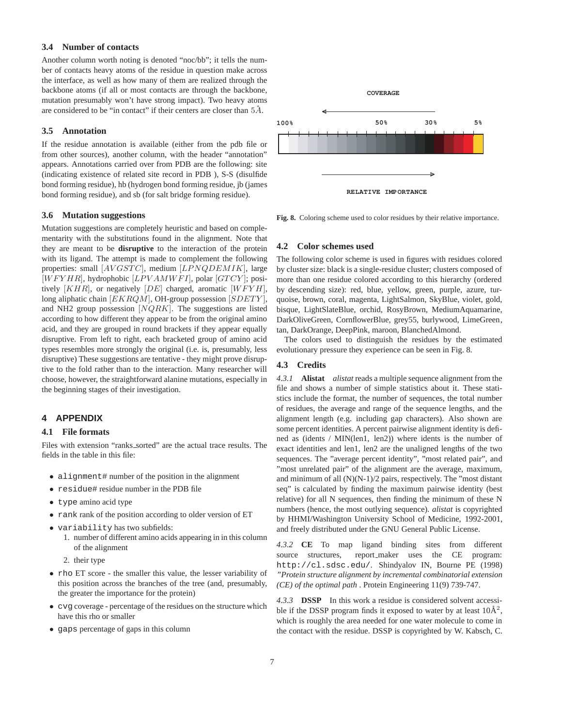### 3.4 Number of contacts

Another column worth noting is denoted "noc/bb"; it tells the number of contacts heavy atoms of the residue in question make across the interface, as well as how many of them are realized through the backbone atoms (if all or most contacts are through the backbone, mutation presumably won't have strong impact). Two heavy atoms are considered to be "in contact" if their centers are closer than $5\AA$.

### 3.5 Annotation

If the residue annotation is available (either from the pdb file or from other sources), another column, with the header "annotation" appears. Annotations carried over from PDB are the following: site (indicating existence of related site record in PDB ), S-S (disulfide bond forming residue), hb (hydrogen bond forming residue, jb (james bond forming residue), and sb (for salt bridge forming residue).

### 3.6 Mutation suggestions

Mutation suggestions are completely heuristic and based on complementarity with the substitutions found in the alignment. Note that they are meant to be **disruptive** to the interaction of the protein with its ligand. The attempt is made to complement the following properties: small $[AVGSTC]$, medium $[LPNQDEMIK]$, large $[WFYHR]$, hydrophobic $[LPVAMWFI]$, polar $[GTCY]$; positively $[KHR]$, or negatively $[DE]$ charged, aromatic $[WFYH]$, long aliphatic chain $[EKRQM]$, OH-group possession $[SDETY]$, and NH2 group possession $[NQRK]$. The suggestions are listed according to how different they appear to be from the original amino acid, and they are grouped in round brackets if they appear equally disruptive. From left to right, each bracketed group of amino acid types resembles more strongly the original (i.e. is, presumably, less disruptive) These suggestions are tentative - they might prove disruptive to the fold rather than to the interaction. Many researcher will choose, however, the straightforward alanine mutations, especially in the beginning stages of their investigation.

## 4 APPENDIX

### 4.1 File formats

Files with extension "ranks_sorted" are the actual trace results. The fields in the table in this file:

- `alignment#` number of the position in the alignment
- `residue#` residue number in the PDB file
- `type` amino acid type
- `rank` rank of the position according to older version of ET
- `variability` has two subfields:
  1. number of different amino acids appearing in in this column of the alignment
  2. their type
- `rho` ET score - the smaller this value, the lesser variability of this position across the branches of the tree (and, presumably, the greater the importance for the protein)
- `cvg` coverage - percentage of the residues on the structure which have this rho or smaller
- `gaps` percentage of gaps in this column

COVERAGE

100% 50% 30% 5%

RELATIVE IMPORTANCE

**Fig. 8.** Coloring scheme used to color residues by their relative importance.

### 4.2 Color schemes used

The following color scheme is used in figures with residues colored by cluster size: black is a single-residue cluster; clusters composed of more than one residue colored according to this hierarchy (ordered by descending size): red, blue, yellow, green, purple, azure, turquoise, brown, coral, magenta, LightSalmon, SkyBlue, violet, gold, bisque, LightSlateBlue, orchid, RosyBrown, MediumAquamarine, DarkOliveGreen, CornflowerBlue, grey55, burlywood, LimeGreen, tan, DarkOrange, DeepPink, maroon, BlanchedAlmond.

The colors used to distinguish the residues by the estimated evolutionary pressure they experience can be seen in Fig. 8.

### 4.3 Credits

*4.3.1* **Alistat** *alistat* reads a multiple sequence alignment from the file and shows a number of simple statistics about it. These statistics include the format, the number of sequences, the total number of residues, the average and range of the sequence lengths, and the alignment length (e.g. including gap characters). Also shown are some percent identities. A percent pairwise alignment identity is defined as (idents / MIN(len1, len2)) where idents is the number of exact identities and len1, len2 are the unaligned lengths of the two sequences. The "average percent identity", "most related pair", and "most unrelated pair" of the alignment are the average, maximum, and minimum of all (N)(N-1)/2 pairs, respectively. The "most distant seq" is calculated by finding the maximum pairwise identity (best relative) for all N sequences, then finding the minimum of these N numbers (hence, the most outlying sequence). *alistat* is copyrighted by HHMI/Washington University School of Medicine, 1992-2001, and freely distributed under the GNU General Public License.

*4.3.2* **CE** To map ligand binding sites from different source structures, report_maker uses the CE program: `http://cl.sdsc.edu/`. Shindyalov IN, Bourne PE (1998) *"Protein structure alignment by incremental combinatorial extension (CE) of the optimal path* . Protein Engineering 11(9) 739-747.

*4.3.3* **DSSP** In this work a residue is considered solvent accessible if the DSSP program finds it exposed to water by at least $10\AA^2$, which is roughly the area needed for one water molecule to come in the contact with the residue. DSSP is copyrighted by W. Kabsch, C.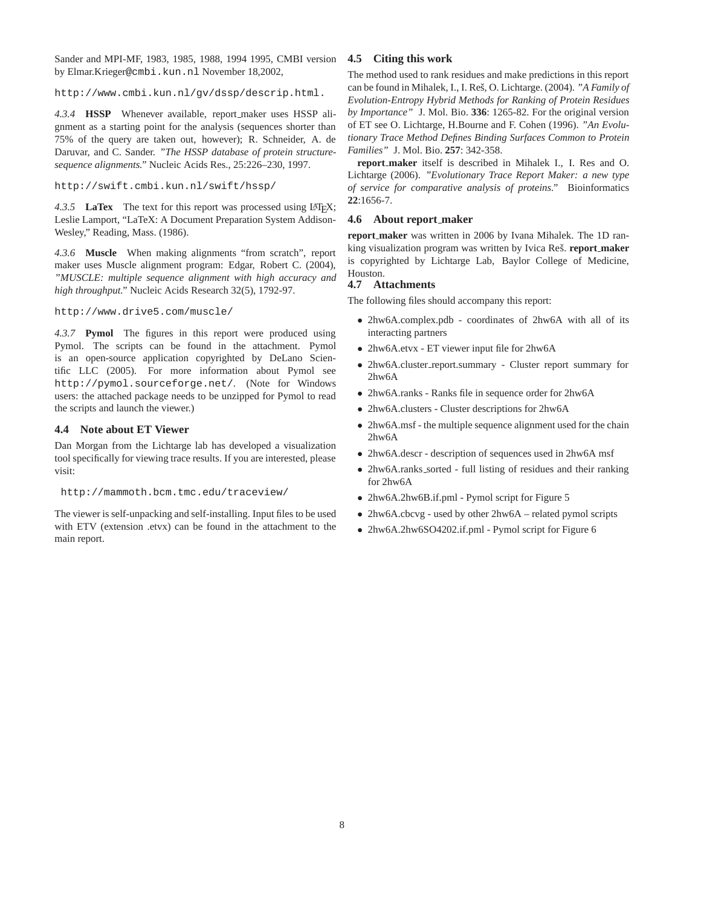Sander and MPI-MF, 1983, 1985, 1988, 1994 1995, CMBI version by Elmar.Krieger@cmbi.kun.nl November 18,2002,

http://www.cmbi.kun.nl/gv/dssp/descrip.html.

*4.3.4* **HSSP** Whenever available, report_maker uses HSSP alignment as a starting point for the analysis (sequences shorter than 75% of the query are taken out, however); R. Schneider, A. de Daruvar, and C. Sander. *"The HSSP database of protein structure-sequence alignments."* Nucleic Acids Res., 25:226–230, 1997.

http://swift.cmbi.kun.nl/swift/hssp/

*4.3.5* **LaTex** The text for this report was processed using LaTeX; Leslie Lamport, "LaTeX: A Document Preparation System Addison-Wesley," Reading, Mass. (1986).

*4.3.6* **Muscle** When making alignments "from scratch", report maker uses Muscle alignment program: Edgar, Robert C. (2004), *"MUSCLE: multiple sequence alignment with high accuracy and high throughput."* Nucleic Acids Research 32(5), 1792-97.

http://www.drive5.com/muscle/

*4.3.7* **Pymol** The figures in this report were produced using Pymol. The scripts can be found in the attachment. Pymol is an open-source application copyrighted by DeLano Scientific LLC (2005). For more information about Pymol see http://pymol.sourceforge.net/. (Note for Windows users: the attached package needs to be unzipped for Pymol to read the scripts and launch the viewer.)

### 4.4 Note about ET Viewer

Dan Morgan from the Lichtarge lab has developed a visualization tool specifically for viewing trace results. If you are interested, please visit:

http://mammoth.bcm.tmc.edu/traceview/

The viewer is self-unpacking and self-installing. Input files to be used with ETV (extension .etvx) can be found in the attachment to the main report.

### 4.5 Citing this work

The method used to rank residues and make predictions in this report can be found in Mihalek, I., I. Reš, O. Lichtarge. (2004). *"A Family of Evolution-Entropy Hybrid Methods for Ranking of Protein Residues by Importance"* J. Mol. Bio. **336**: 1265-82. For the original version of ET see O. Lichtarge, H.Bourne and F. Cohen (1996). *"An Evolutionary Trace Method Defines Binding Surfaces Common to Protein Families"* J. Mol. Bio. **257**: 342-358.

**report_maker** itself is described in Mihalek I., I. Res and O. Lichtarge (2006). *"Evolutionary Trace Report Maker: a new type of service for comparative analysis of proteins."* Bioinformatics **22**:1656-7.

### 4.6 About report_maker

**report_maker** was written in 2006 by Ivana Mihalek. The 1D ranking visualization program was written by Ivica Reš. **report_maker** is copyrighted by Lichtarge Lab, Baylor College of Medicine, Houston.

### 4.7 Attachments

The following files should accompany this report:

- 2hw6A.complex.pdb - coordinates of 2hw6A with all of its interacting partners
- 2hw6A.etvx - ET viewer input file for 2hw6A
- 2hw6A.cluster_report.summary - Cluster report summary for 2hw6A
- 2hw6A.ranks - Ranks file in sequence order for 2hw6A
- 2hw6A.clusters - Cluster descriptions for 2hw6A
- 2hw6A.msf - the multiple sequence alignment used for the chain 2hw6A
- 2hw6A.descr - description of sequences used in 2hw6A msf
- 2hw6A.ranks_sorted - full listing of residues and their ranking for 2hw6A
- 2hw6A.2hw6B.if.pml - Pymol script for Figure 5
- 2hw6A.cbcvg - used by other 2hw6A – related pymol scripts
- 2hw6A.2hw6SO4202.if.pml - Pymol script for Figure 6